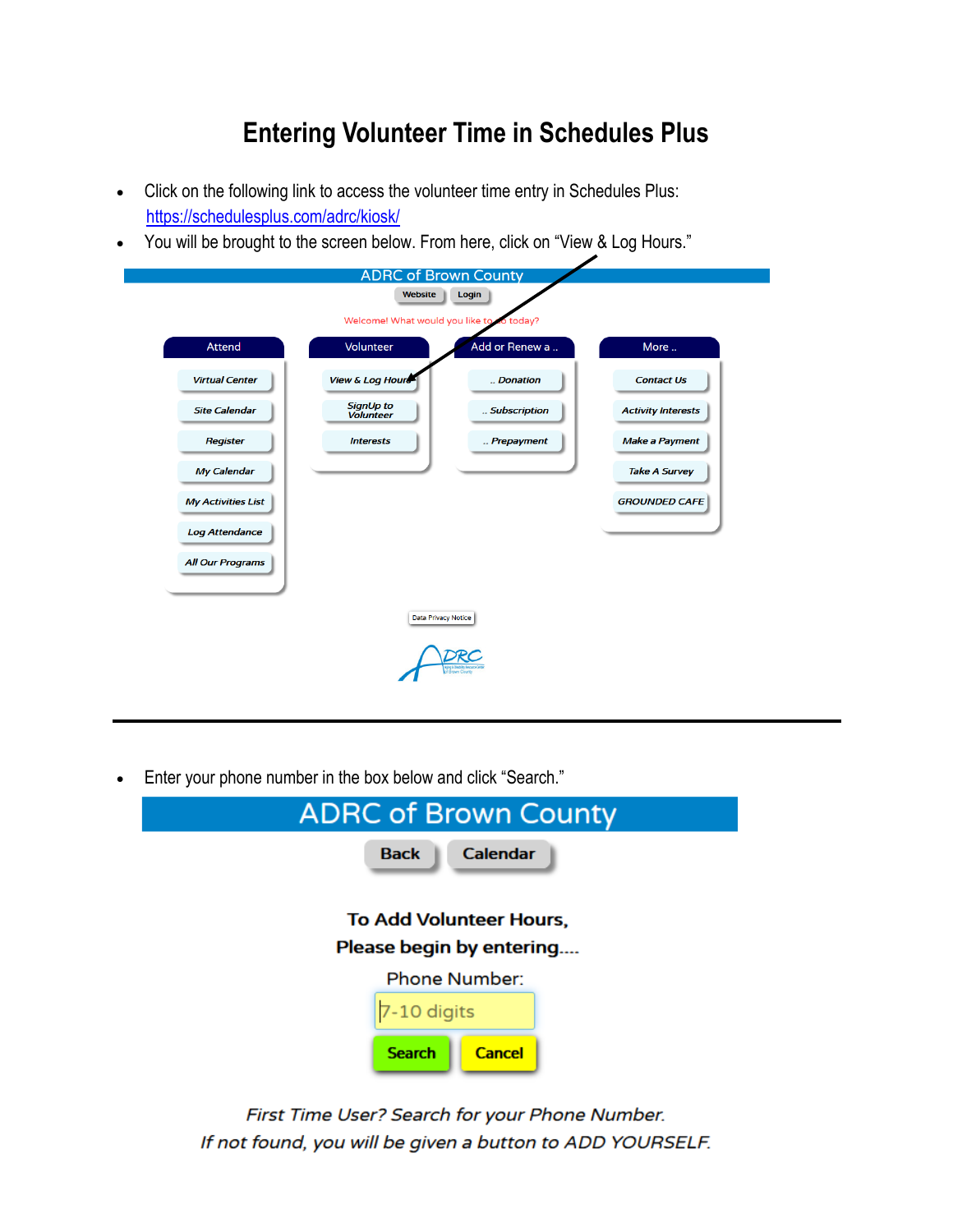# Entering Volunteer Time in Schedules Plus

- Click on the following link to access the volunteer time entry in Schedules Plus: [https://schedulesplus.com/adrc/kiosk/](https://schedulesplus.com/adrc/kiosk/)
- You will be brought to the screen below. From here, click on "View & Log Hours."

ADRC of Brown County

Website | Login

Welcome! What would you like to do today?

| Attend | Volunteer | Add or Renew a .. | More .. |
|---|---|---|---|
| Virtual Center | View & Log Hours | .. Donation | Contact Us |
| Site Calendar | SignUp to Volunteer | .. Subscription | Activity Interests |
| Register | Interests | .. Prepayment | Make a Payment |
| My Calendar | | | Take A Survey |
| My Activities List | | | GROUNDED CAFE |
| Log Attendance | | | |
| All Our Programs | | | |

Data Privacy Notice

---

- Enter your phone number in the box below and click "Search."

ADRC of Brown County

Back | Calendar

**To Add Volunteer Hours,**
**Please begin by entering....**

Phone Number:

7-10 digits

Search | Cancel

*First Time User? Search for your Phone Number.*
*If not found, you will be given a button to ADD YOURSELF.*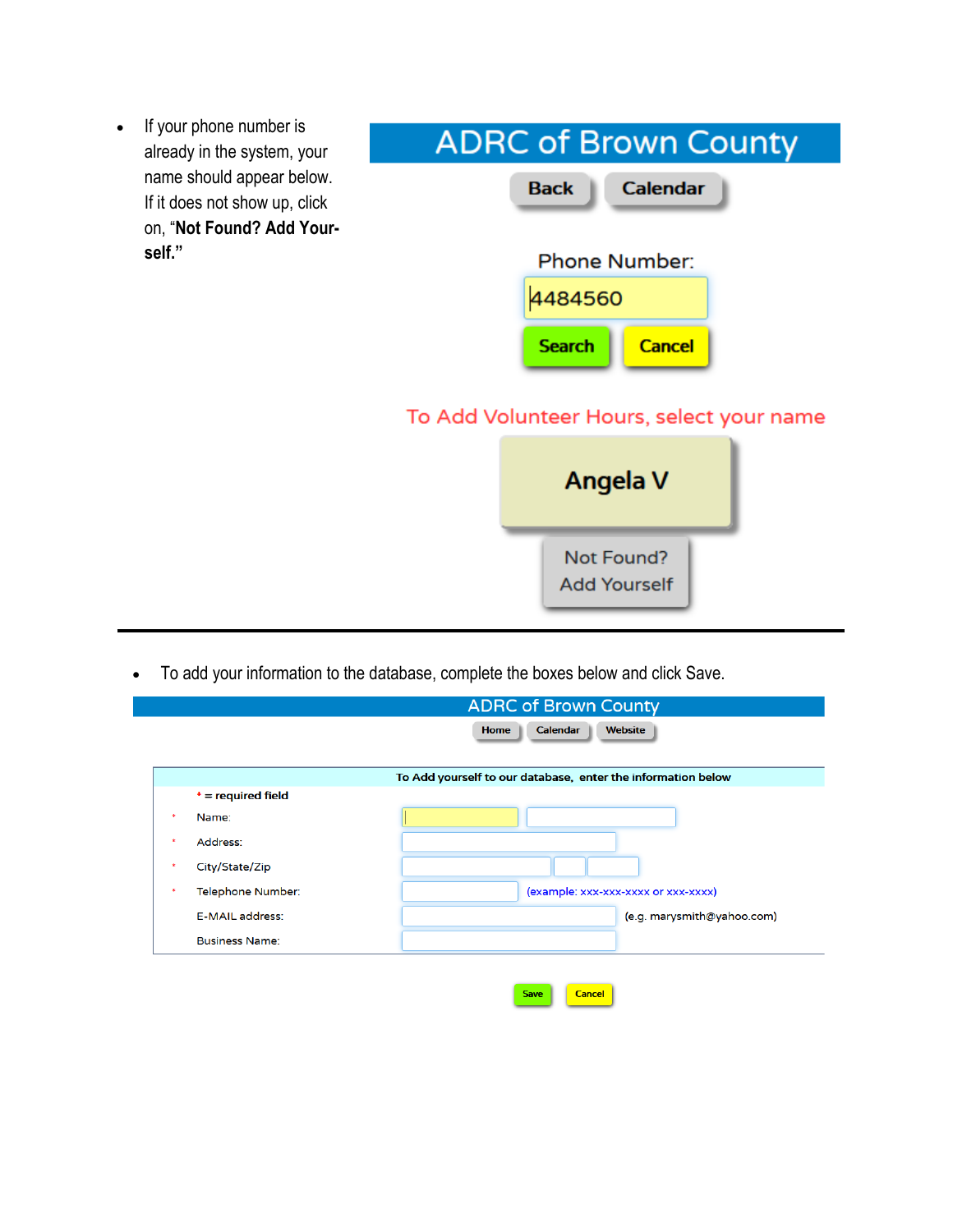- If your phone number is already in the system, your name should appear below. If it does not show up, click on, "**Not Found? Add Yourself.**"

ADRC of Brown County

Back | Calendar

Phone Number:

4484560

Search | Cancel

To Add Volunteer Hours, select your name

Angela V

Not Found? Add Yourself

---

- To add your information to the database, complete the boxes below and click Save.

ADRC of Brown County

Home | Calendar | Website

To Add yourself to our database, enter the information below

* = required field

| | | |
|---|---|---|
| * Name: | | |
| * Address: | | |
| * City/State/Zip | | |
| * Telephone Number: | | (example: xxx-xxx-xxxx or xxx-xxxx) |
| E-MAIL address: | | (e.g. marysmith@yahoo.com) |
| Business Name: | | |

Save | Cancel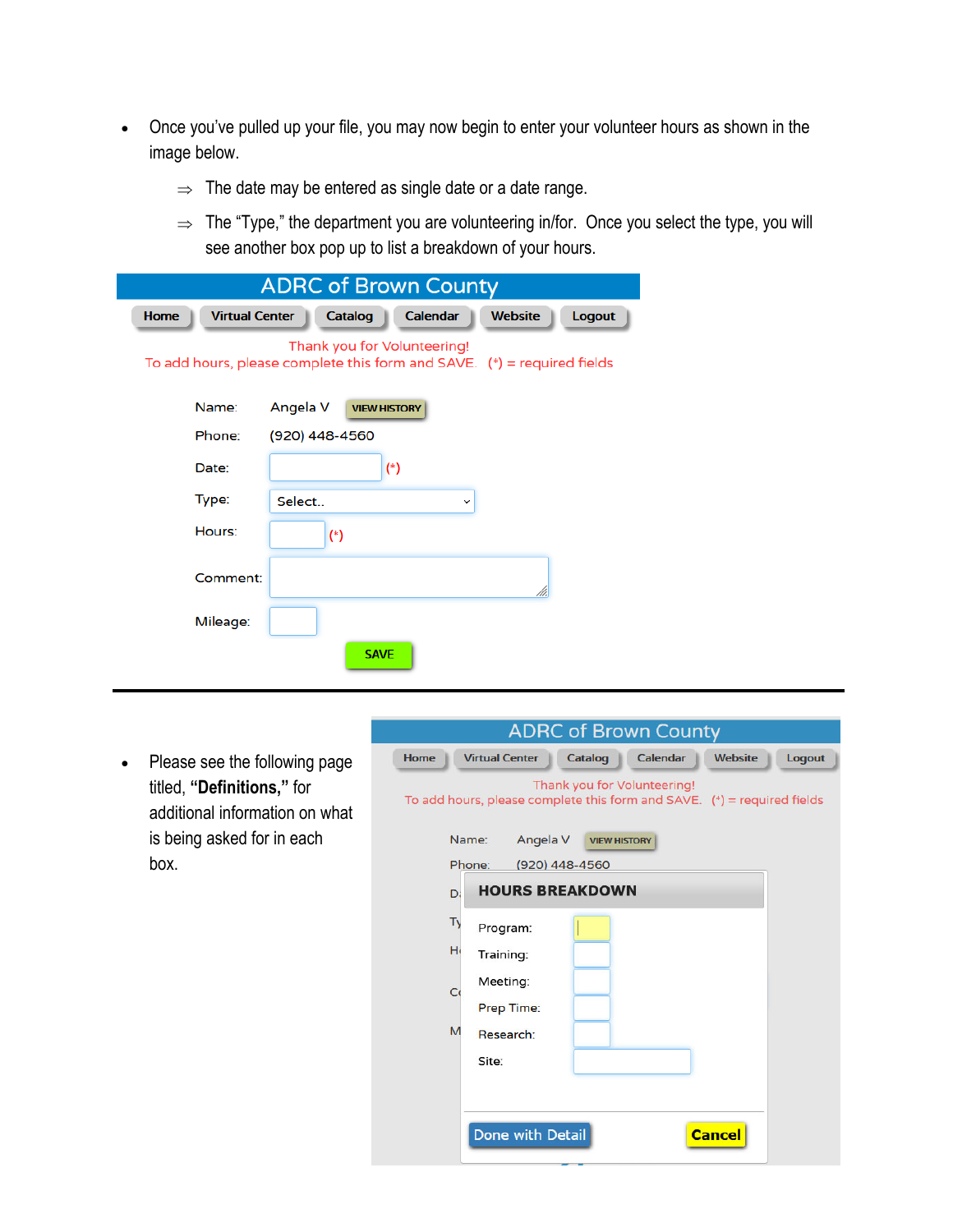- Once you've pulled up your file, you may now begin to enter your volunteer hours as shown in the image below.
  - ⇒ The date may be entered as single date or a date range.
  - ⇒ The "Type," the department you are volunteering in/for. Once you select the type, you will see another box pop up to list a breakdown of your hours.

ADRC of Brown County

Home | Virtual Center | Catalog | Calendar | Website | Logout

Thank you for Volunteering!
To add hours, please complete this form and SAVE. (*) = required fields

Name: Angela V VIEW HISTORY
Phone: (920) 448-4560
Date: (*)
Type: Select..
Hours: (*)
Comment:
Mileage:
SAVE

---

- Please see the following page titled, **"Definitions,"** for additional information on what is being asked for in each box.

ADRC of Brown County

Home | Virtual Center | Catalog | Calendar | Website | Logout

Thank you for Volunteering!
To add hours, please complete this form and SAVE. (*) = required fields

Name: Angela V VIEW HISTORY
Phone: (920) 448-4560

HOURS BREAKDOWN

Program:
Training:
Meeting:
Prep Time:
Research:
Site:

Done with Detail | Cancel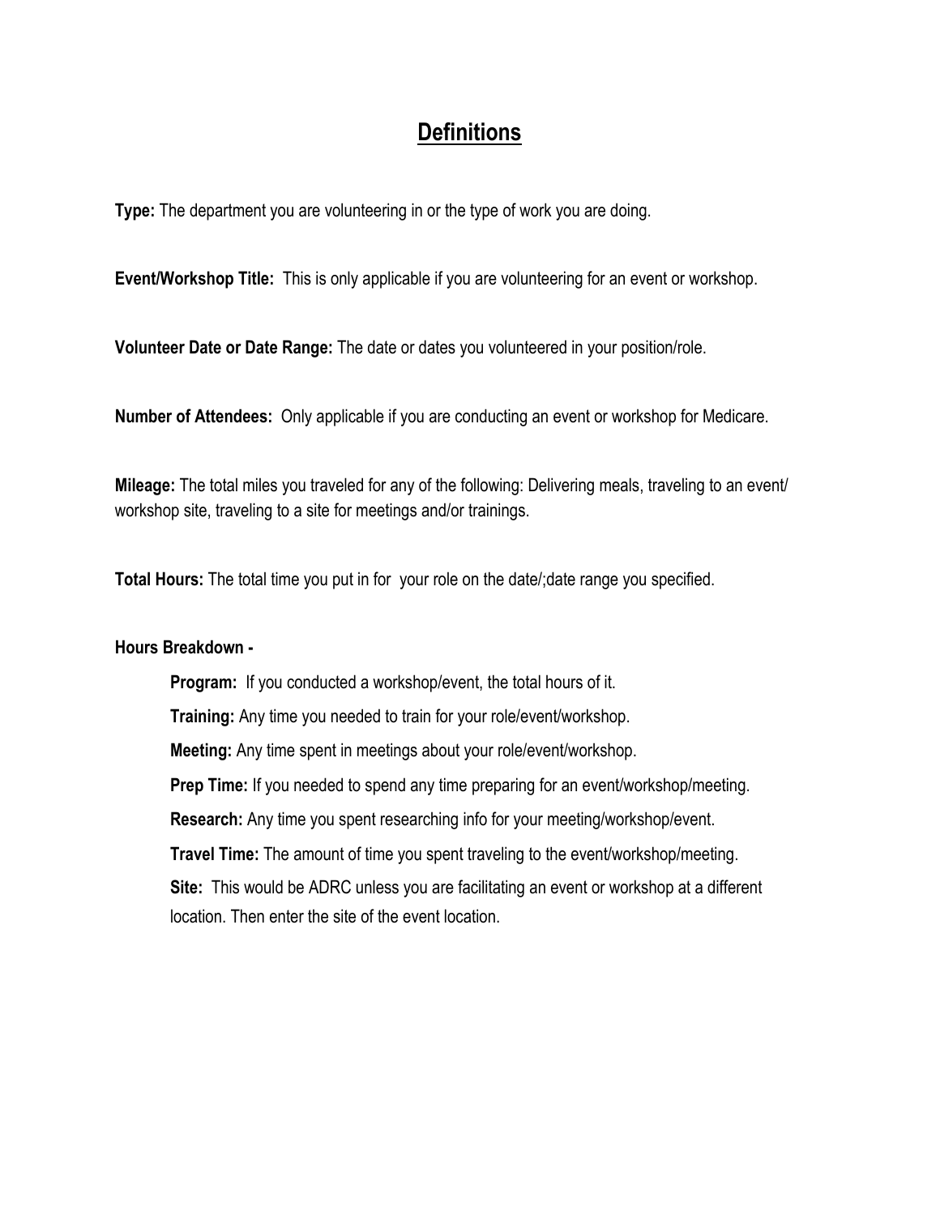# Definitions

**Type:** The department you are volunteering in or the type of work you are doing.

**Event/Workshop Title:** This is only applicable if you are volunteering for an event or workshop.

**Volunteer Date or Date Range:** The date or dates you volunteered in your position/role.

**Number of Attendees:** Only applicable if you are conducting an event or workshop for Medicare.

**Mileage:** The total miles you traveled for any of the following: Delivering meals, traveling to an event/ workshop site, traveling to a site for meetings and/or trainings.

**Total Hours:** The total time you put in for your role on the date/;date range you specified.

**Hours Breakdown -**

- **Program:** If you conducted a workshop/event, the total hours of it.
- **Training:** Any time you needed to train for your role/event/workshop.
- **Meeting:** Any time spent in meetings about your role/event/workshop.
- **Prep Time:** If you needed to spend any time preparing for an event/workshop/meeting.
- **Research:** Any time you spent researching info for your meeting/workshop/event.
- **Travel Time:** The amount of time you spent traveling to the event/workshop/meeting.
- **Site:** This would be ADRC unless you are facilitating an event or workshop at a different location. Then enter the site of the event location.